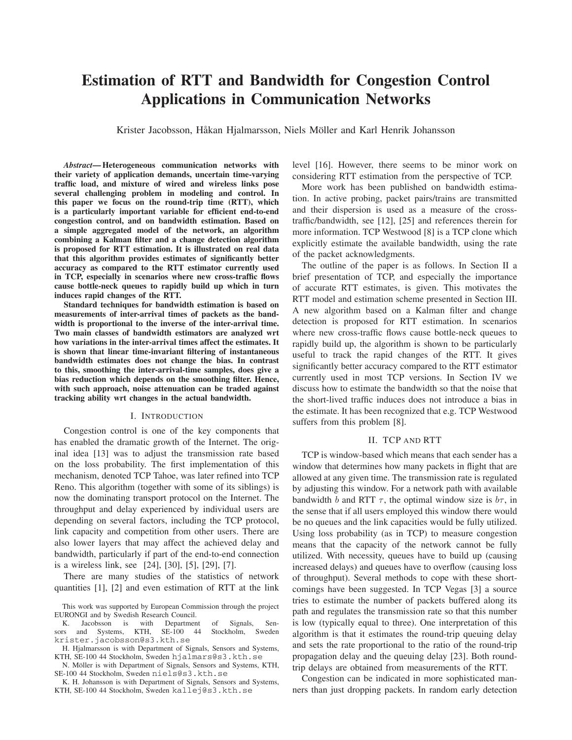# Estimation of RTT and Bandwidth for Congestion Control Applications in Communication Networks

Krister Jacobsson, Håkan Hjalmarsson, Niels Möller and Karl Henrik Johansson

***Abstract*— Heterogeneous communication networks with their variety of application demands, uncertain time-varying traffic load, and mixture of wired and wireless links pose several challenging problem in modeling and control. In this paper we focus on the round-trip time (RTT), which is a particularly important variable for efficient end-to-end congestion control, and on bandwidth estimation. Based on a simple aggregated model of the network, an algorithm combining a Kalman filter and a change detection algorithm is proposed for RTT estimation. It is illustrated on real data that this algorithm provides estimates of significantly better accuracy as compared to the RTT estimator currently used in TCP, especially in scenarios where new cross-traffic flows cause bottle-neck queues to rapidly build up which in turn induces rapid changes of the RTT.**

**Standard techniques for bandwidth estimation is based on measurements of inter-arrival times of packets as the bandwidth is proportional to the inverse of the inter-arrival time. Two main classes of bandwidth estimators are analyzed wrt how variations in the inter-arrival times affect the estimates. It is shown that linear time-invariant filtering of instantaneous bandwidth estimates does not change the bias. In contrast to this, smoothing the inter-arrival-time samples, does give a bias reduction which depends on the smoothing filter. Hence, with such approach, noise attenuation can be traded against tracking ability wrt changes in the actual bandwidth.**

## I. Introduction

Congestion control is one of the key components that has enabled the dramatic growth of the Internet. The original idea [13] was to adjust the transmission rate based on the loss probability. The first implementation of this mechanism, denoted TCP Tahoe, was later refined into TCP Reno. This algorithm (together with some of its siblings) is now the dominating transport protocol on the Internet. The throughput and delay experienced by individual users are depending on several factors, including the TCP protocol, link capacity and competition from other users. There are also lower layers that may affect the achieved delay and bandwidth, particularly if part of the end-to-end connection is a wireless link, see [24], [30], [5], [29], [7].

There are many studies of the statistics of network quantities [1], [2] and even estimation of RTT at the link level [16]. However, there seems to be minor work on considering RTT estimation from the perspective of TCP.

More work has been published on bandwidth estimation. In active probing, packet pairs/trains are transmitted and their dispersion is used as a measure of the cross-traffic/bandwidth, see [12], [25] and references therein for more information. TCP Westwood [8] is a TCP clone which explicitly estimate the available bandwidth, using the rate of the packet acknowledgments.

The outline of the paper is as follows. In Section II a brief presentation of TCP, and especially the importance of accurate RTT estimates, is given. This motivates the RTT model and estimation scheme presented in Section III. A new algorithm based on a Kalman filter and change detection is proposed for RTT estimation. In scenarios where new cross-traffic flows cause bottle-neck queues to rapidly build up, the algorithm is shown to be particularly useful to track the rapid changes of the RTT. It gives significantly better accuracy compared to the RTT estimator currently used in most TCP versions. In Section IV we discuss how to estimate the bandwidth so that the noise that the short-lived traffic induces does not introduce a bias in the estimate. It has been recognized that e.g. TCP Westwood suffers from this problem [8].

## II. TCP and RTT

TCP is window-based which means that each sender has a window that determines how many packets in flight that are allowed at any given time. The transmission rate is regulated by adjusting this window. For a network path with available bandwidth $b$ and RTT $\tau$, the optimal window size is $b\tau$, in the sense that if all users employed this window there would be no queues and the link capacities would be fully utilized. Using loss probability (as in TCP) to measure congestion means that the capacity of the network cannot be fully utilized. With necessity, queues have to build up (causing increased delays) and queues have to overflow (causing loss of throughput). Several methods to cope with these shortcomings have been suggested. In TCP Vegas [3] a source tries to estimate the number of packets buffered along its path and regulates the transmission rate so that this number is low (typically equal to three). One interpretation of this algorithm is that it estimates the round-trip queuing delay and sets the rate proportional to the ratio of the round-trip propagation delay and the queuing delay [23]. Both round-trip delays are obtained from measurements of the RTT.

Congestion can be indicated in more sophisticated manners than just dropping packets. In random early detection

---

This work was supported by European Commission through the project EURONGI and by Swedish Research Council.

K. Jacobsson is with Department of Signals, Sensors and Systems, KTH, SE-100 44 Stockholm, Sweden krister.jacobsson@s3.kth.se

H. Hjalmarsson is with Department of Signals, Sensors and Systems, KTH, SE-100 44 Stockholm, Sweden hjalmars@s3.kth.se

N. Möller is with Department of Signals, Sensors and Systems, KTH, SE-100 44 Stockholm, Sweden niels@s3.kth.se

K. H. Johansson is with Department of Signals, Sensors and Systems, KTH, SE-100 44 Stockholm, Sweden kallej@s3.kth.se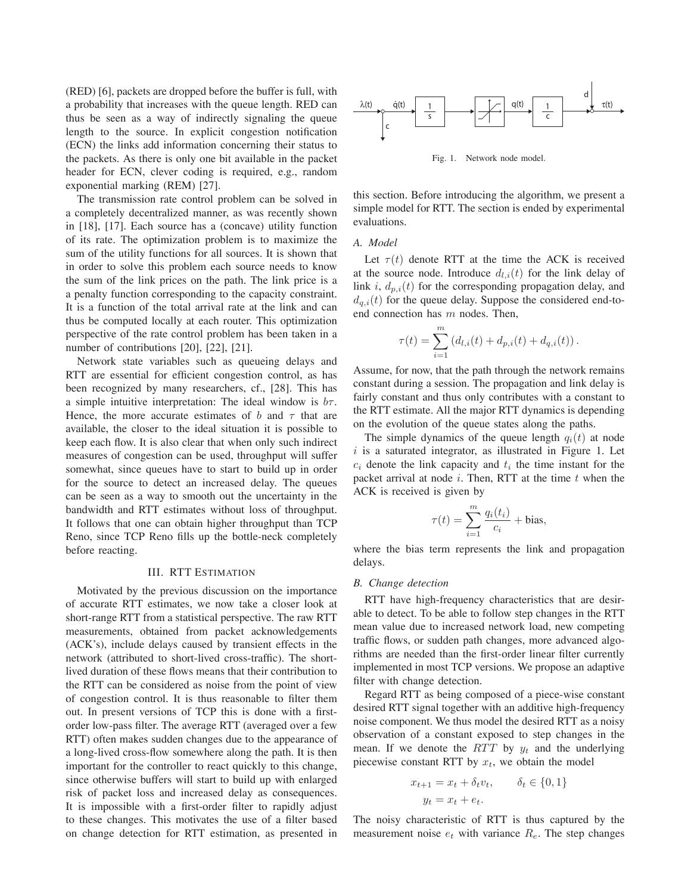(RED) [6], packets are dropped before the buffer is full, with a probability that increases with the queue length. RED can thus be seen as a way of indirectly signaling the queue length to the source. In explicit congestion notification (ECN) the links add information concerning their status to the packets. As there is only one bit available in the packet header for ECN, clever coding is required, e.g., random exponential marking (REM) [27].

The transmission rate control problem can be solved in a completely decentralized manner, as was recently shown in [18], [17]. Each source has a (concave) utility function of its rate. The optimization problem is to maximize the sum of the utility functions for all sources. It is shown that in order to solve this problem each source needs to know the sum of the link prices on the path. The link price is a a penalty function corresponding to the capacity constraint. It is a function of the total arrival rate at the link and can thus be computed locally at each router. This optimization perspective of the rate control problem has been taken in a number of contributions [20], [22], [21].

Network state variables such as queueing delays and RTT are essential for efficient congestion control, as has been recognized by many researchers, cf., [28]. This has a simple intuitive interpretation: The ideal window is $b\tau$. Hence, the more accurate estimates of $b$ and $\tau$ that are available, the closer to the ideal situation it is possible to keep each flow. It is also clear that when only such indirect measures of congestion can be used, throughput will suffer somewhat, since queues have to start to build up in order for the source to detect an increased delay. The queues can be seen as a way to smooth out the uncertainty in the bandwidth and RTT estimates without loss of throughput. It follows that one can obtain higher throughput than TCP Reno, since TCP Reno fills up the bottle-neck completely before reacting.

## III. RTT Estimation

Motivated by the previous discussion on the importance of accurate RTT estimates, we now take a closer look at short-range RTT from a statistical perspective. The raw RTT measurements, obtained from packet acknowledgements (ACK's), include delays caused by transient effects in the network (attributed to short-lived cross-traffic). The short-lived duration of these flows means that their contribution to the RTT can be considered as noise from the point of view of congestion control. It is thus reasonable to filter them out. In present versions of TCP this is done with a first-order low-pass filter. The average RTT (averaged over a few RTT) often makes sudden changes due to the appearance of a long-lived cross-flow somewhere along the path. It is then important for the controller to react quickly to this change, since otherwise buffers will start to build up with enlarged risk of packet loss and increased delay as consequences. It is impossible with a first-order filter to rapidly adjust to these changes. This motivates the use of a filter based on change detection for RTT estimation, as presented in this section. Before introducing the algorithm, we present a simple model for RTT. The section is ended by experimental evaluations.

Fig. 1. Network node model.

### A. Model

Let $\tau(t)$ denote RTT at the time the ACK is received at the source node. Introduce $d_{l,i}(t)$ for the link delay of link $i$, $d_{p,i}(t)$ for the corresponding propagation delay, and $d_{q,i}(t)$ for the queue delay. Suppose the considered end-to-end connection has $m$ nodes. Then,

$$\tau(t) = \sum_{i=1}^{m} \left( d_{l,i}(t) + d_{p,i}(t) + d_{q,i}(t) \right).$$

Assume, for now, that the path through the network remains constant during a session. The propagation and link delay is fairly constant and thus only contributes with a constant to the RTT estimate. All the major RTT dynamics is depending on the evolution of the queue states along the paths.

The simple dynamics of the queue length $q_i(t)$ at node $i$ is a saturated integrator, as illustrated in Figure 1. Let $c_i$ denote the link capacity and $t_i$ the time instant for the packet arrival at node $i$. Then, RTT at the time $t$ when the ACK is received is given by

$$\tau(t) = \sum_{i=1}^{m} \frac{q_i(t_i)}{c_i} + \text{bias},$$

where the bias term represents the link and propagation delays.

### B. Change detection

RTT have high-frequency characteristics that are desirable to detect. To be able to follow step changes in the RTT mean value due to increased network load, new competing traffic flows, or sudden path changes, more advanced algorithms are needed than the first-order linear filter currently implemented in most TCP versions. We propose an adaptive filter with change detection.

Regard RTT as being composed of a piece-wise constant desired RTT signal together with an additive high-frequency noise component. We thus model the desired RTT as a noisy observation of a constant exposed to step changes in the mean. If we denote the $RTT$ by $y_t$ and the underlying piecewise constant RTT by $x_t$, we obtain the model

$$x_{t+1} = x_t + \delta_t v_t, \qquad \delta_t \in \{0, 1\}$$
$$y_t = x_t + e_t.$$

The noisy characteristic of RTT is thus captured by the measurement noise $e_t$ with variance $R_e$. The step changes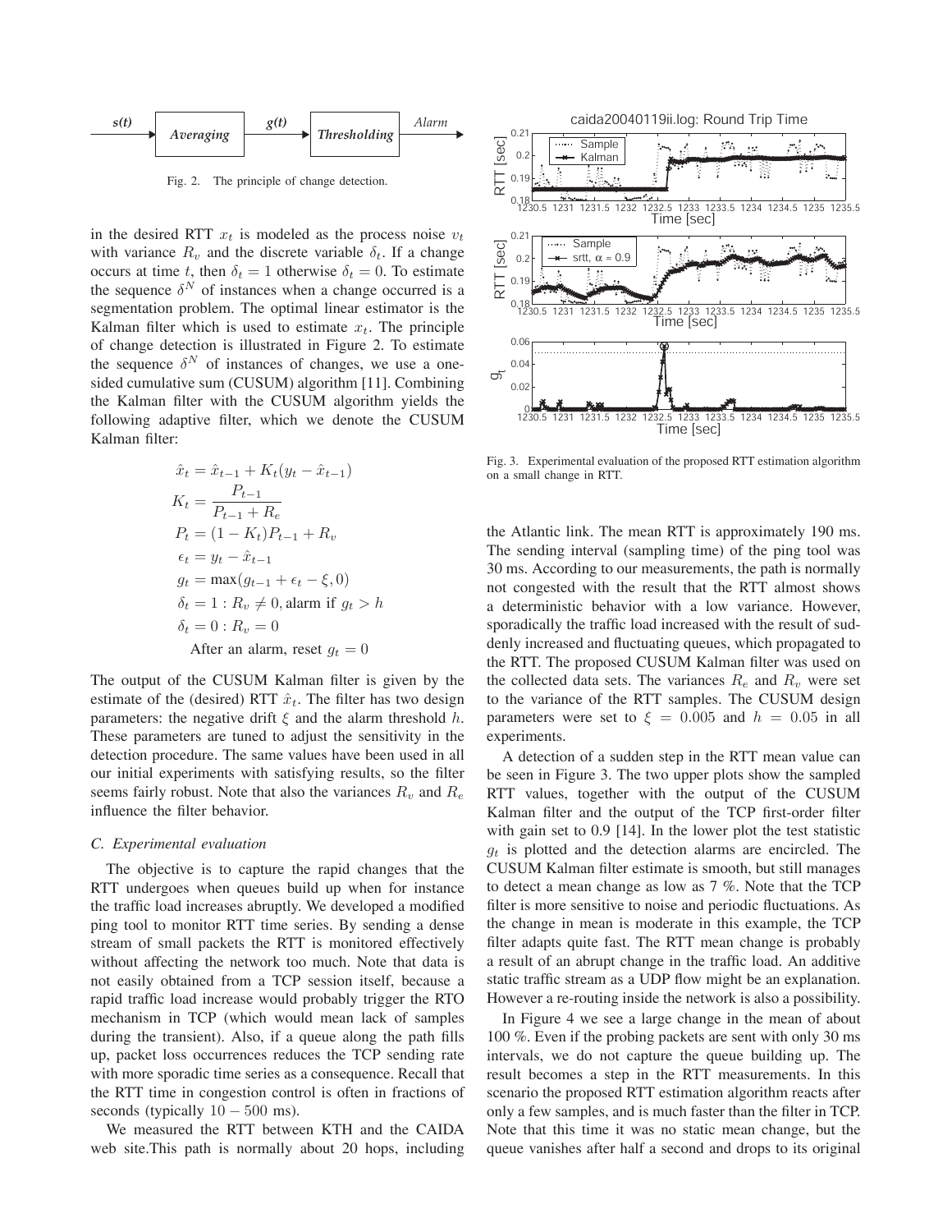Fig. 2. The principle of change detection.

in the desired RTT $x_t$ is modeled as the process noise $v_t$ with variance $R_v$ and the discrete variable $\delta_t$. If a change occurs at time $t$, then $\delta_t = 1$ otherwise $\delta_t = 0$. To estimate the sequence $\delta^N$ of instances when a change occurred is a segmentation problem. The optimal linear estimator is the Kalman filter which is used to estimate $x_t$. The principle of change detection is illustrated in Figure 2. To estimate the sequence $\delta^N$ of instances of changes, we use a one-sided cumulative sum (CUSUM) algorithm [11]. Combining the Kalman filter with the CUSUM algorithm yields the following adaptive filter, which we denote the CUSUM Kalman filter:

$$
\begin{aligned}
\hat{x}_t &= \hat{x}_{t-1} + K_t(y_t - \hat{x}_{t-1}) \\
K_t &= \frac{P_{t-1}}{P_{t-1} + R_e} \\
P_t &= (1 - K_t)P_{t-1} + R_v \\
\epsilon_t &= y_t - \hat{x}_{t-1} \\
g_t &= \max(g_{t-1} + \epsilon_t - \xi, 0) \\
\delta_t &= 1 : R_v \neq 0, \text{alarm if } g_t > h \\
\delta_t &= 0 : R_v = 0 \\
&\text{After an alarm, reset } g_t = 0
\end{aligned}
$$

The output of the CUSUM Kalman filter is given by the estimate of the (desired) RTT $\hat{x}_t$. The filter has two design parameters: the negative drift $\xi$ and the alarm threshold $h$. These parameters are tuned to adjust the sensitivity in the detection procedure. The same values have been used in all our initial experiments with satisfying results, so the filter seems fairly robust. Note that also the variances $R_v$ and $R_e$ influence the filter behavior.

### C. Experimental evaluation

The objective is to capture the rapid changes that the RTT undergoes when queues build up when for instance the traffic load increases abruptly. We developed a modified ping tool to monitor RTT time series. By sending a dense stream of small packets the RTT is monitored effectively without affecting the network too much. Note that data is not easily obtained from a TCP session itself, because a rapid traffic load increase would probably trigger the RTO mechanism in TCP (which would mean lack of samples during the transient). Also, if a queue along the path fills up, packet loss occurrences reduces the TCP sending rate with more sporadic time series as a consequence. Recall that the RTT time in congestion control is often in fractions of seconds (typically $10 - 500$ ms).

We measured the RTT between KTH and the CAIDA web site.This path is normally about 20 hops, including the Atlantic link. The mean RTT is approximately 190 ms. The sending interval (sampling time) of the ping tool was 30 ms. According to our measurements, the path is normally not congested with the result that the RTT almost shows a deterministic behavior with a low variance. However, sporadically the traffic load increased with the result of suddenly increased and fluctuating queues, which propagated to the RTT. The proposed CUSUM Kalman filter was used on the collected data sets. The variances $R_e$ and $R_v$ were set to the variance of the RTT samples. The CUSUM design parameters were set to $\xi = 0.005$ and $h = 0.05$ in all experiments.

Fig. 3. Experimental evaluation of the proposed RTT estimation algorithm on a small change in RTT.

A detection of a sudden step in the RTT mean value can be seen in Figure 3. The two upper plots show the sampled RTT values, together with the output of the CUSUM Kalman filter and the output of the TCP first-order filter with gain set to 0.9 [14]. In the lower plot the test statistic $g_t$ is plotted and the detection alarms are encircled. The CUSUM Kalman filter estimate is smooth, but still manages to detect a mean change as low as 7 %. Note that the TCP filter is more sensitive to noise and periodic fluctuations. As the change in mean is moderate in this example, the TCP filter adapts quite fast. The RTT mean change is probably a result of an abrupt change in the traffic load. An additive static traffic stream as a UDP flow might be an explanation. However a re-routing inside the network is also a possibility.

In Figure 4 we see a large change in the mean of about 100 %. Even if the probing packets are sent with only 30 ms intervals, we do not capture the queue building up. The result becomes a step in the RTT measurements. In this scenario the proposed RTT estimation algorithm reacts after only a few samples, and is much faster than the filter in TCP. Note that this time it was no static mean change, but the queue vanishes after half a second and drops to its original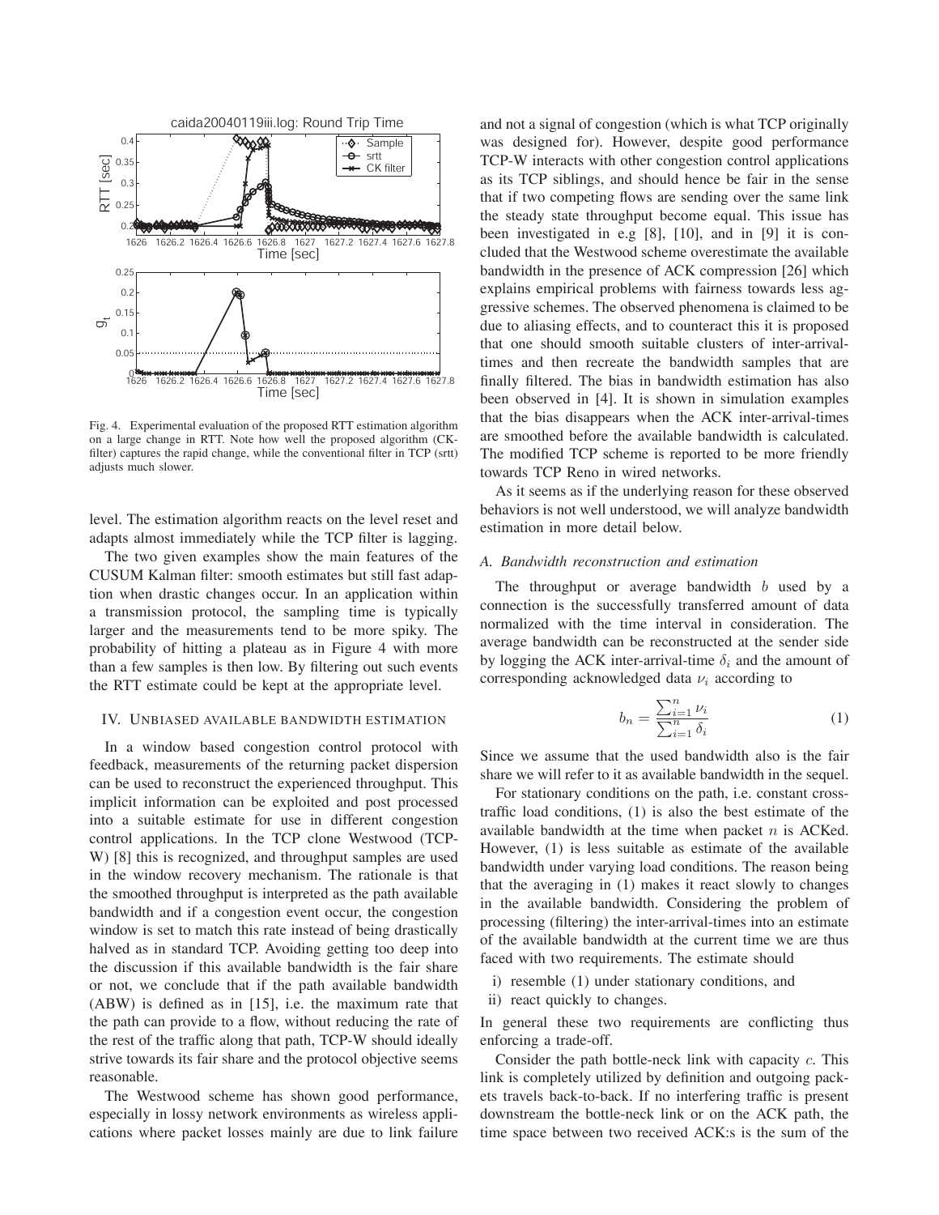Fig. 4. Experimental evaluation of the proposed RTT estimation algorithm on a large change in RTT. Note how well the proposed algorithm (CK-filter) captures the rapid change, while the conventional filter in TCP (srtt) adjusts much slower.

level. The estimation algorithm reacts on the level reset and adapts almost immediately while the TCP filter is lagging.

The two given examples show the main features of the CUSUM Kalman filter: smooth estimates but still fast adaption when drastic changes occur. In an application within a transmission protocol, the sampling time is typically larger and the measurements tend to be more spiky. The probability of hitting a plateau as in Figure 4 with more than a few samples is then low. By filtering out such events the RTT estimate could be kept at the appropriate level.

## IV. Unbiased available bandwidth estimation

In a window based congestion control protocol with feedback, measurements of the returning packet dispersion can be used to reconstruct the experienced throughput. This implicit information can be exploited and post processed into a suitable estimate for use in different congestion control applications. In the TCP clone Westwood (TCP-W) [8] this is recognized, and throughput samples are used in the window recovery mechanism. The rationale is that the smoothed throughput is interpreted as the path available bandwidth and if a congestion event occur, the congestion window is set to match this rate instead of being drastically halved as in standard TCP. Avoiding getting too deep into the discussion if this available bandwidth is the fair share or not, we conclude that if the path available bandwidth (ABW) is defined as in [15], i.e. the maximum rate that the path can provide to a flow, without reducing the rate of the rest of the traffic along that path, TCP-W should ideally strive towards its fair share and the protocol objective seems reasonable.

The Westwood scheme has shown good performance, especially in lossy network environments as wireless applications where packet losses mainly are due to link failure and not a signal of congestion (which is what TCP originally was designed for). However, despite good performance TCP-W interacts with other congestion control applications as its TCP siblings, and should hence be fair in the sense that if two competing flows are sending over the same link the steady state throughput become equal. This issue has been investigated in e.g [8], [10], and in [9] it is concluded that the Westwood scheme overestimate the available bandwidth in the presence of ACK compression [26] which explains empirical problems with fairness towards less aggressive schemes. The observed phenomena is claimed to be due to aliasing effects, and to counteract this it is proposed that one should smooth suitable clusters of inter-arrival-times and then recreate the bandwidth samples that are finally filtered. The bias in bandwidth estimation has also been observed in [4]. It is shown in simulation examples that the bias disappears when the ACK inter-arrival-times are smoothed before the available bandwidth is calculated. The modified TCP scheme is reported to be more friendly towards TCP Reno in wired networks.

As it seems as if the underlying reason for these observed behaviors is not well understood, we will analyze bandwidth estimation in more detail below.

### *A. Bandwidth reconstruction and estimation*

The throughput or average bandwidth $b$ used by a connection is the successfully transferred amount of data normalized with the time interval in consideration. The average bandwidth can be reconstructed at the sender side by logging the ACK inter-arrival-time $\delta_i$ and the amount of corresponding acknowledged data $\nu_i$ according to

$$b_n = \frac{\sum_{i=1}^{n} \nu_i}{\sum_{i=1}^{n} \delta_i} \tag{1}$$

Since we assume that the used bandwidth also is the fair share we will refer to it as available bandwidth in the sequel.

For stationary conditions on the path, i.e. constant cross-traffic load conditions, (1) is also the best estimate of the available bandwidth at the time when packet $n$ is ACKed. However, (1) is less suitable as estimate of the available bandwidth under varying load conditions. The reason being that the averaging in (1) makes it react slowly to changes in the available bandwidth. Considering the problem of processing (filtering) the inter-arrival-times into an estimate of the available bandwidth at the current time we are thus faced with two requirements. The estimate should

i) resemble (1) under stationary conditions, and
ii) react quickly to changes.

In general these two requirements are conflicting thus enforcing a trade-off.

Consider the path bottle-neck link with capacity $c$. This link is completely utilized by definition and outgoing packets travels back-to-back. If no interfering traffic is present downstream the bottle-neck link or on the ACK path, the time space between two received ACK:s is the sum of the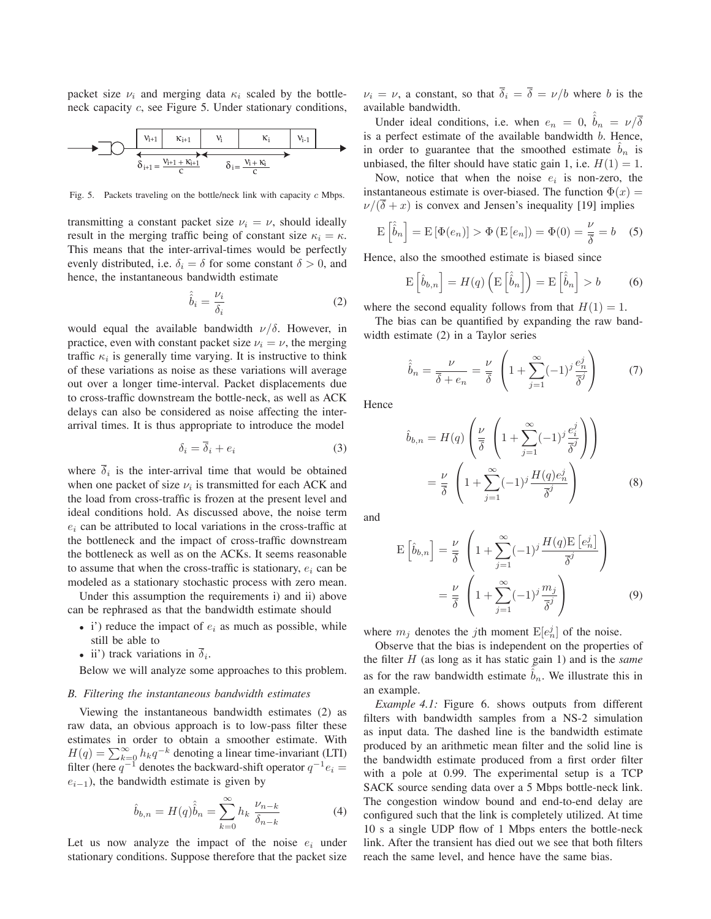packet size $\nu_i$ and merging data $\kappa_i$ scaled by the bottleneck capacity $c$, see Figure 5. Under stationary conditions,

Fig. 5. Packets traveling on the bottle/neck link with capacity $c$ Mbps.

transmitting a constant packet size $\nu_i = \nu$, should ideally result in the merging traffic being of constant size $\kappa_i = \kappa$. This means that the inter-arrival-times would be perfectly evenly distributed, i.e. $\delta_i = \delta$ for some constant $\delta > 0$, and hence, the instantaneous bandwidth estimate

$$\hat{\hat{b}}_i = \frac{\nu_i}{\delta_i} \tag{2}$$

would equal the available bandwidth $\nu/\delta$. However, in practice, even with constant packet size $\nu_i = \nu$, the merging traffic $\kappa_i$ is generally time varying. It is instructive to think of these variations as noise as these variations will average out over a longer time-interval. Packet displacements due to cross-traffic downstream the bottle-neck, as well as ACK delays can also be considered as noise affecting the inter-arrival times. It is thus appropriate to introduce the model

$$\delta_i = \overline{\delta}_i + e_i \tag{3}$$

where $\overline{\delta}_i$ is the inter-arrival time that would be obtained when one packet of size $\nu_i$ is transmitted for each ACK and the load from cross-traffic is frozen at the present level and ideal conditions hold. As discussed above, the noise term $e_i$ can be attributed to local variations in the cross-traffic at the bottleneck and the impact of cross-traffic downstream the bottleneck as well as on the ACKs. It seems reasonable to assume that when the cross-traffic is stationary, $e_i$ can be modeled as a stationary stochastic process with zero mean.

Under this assumption the requirements i) and ii) above can be rephrased as that the bandwidth estimate should

- i') reduce the impact of $e_i$ as much as possible, while still be able to
- ii') track variations in $\overline{\delta}_i$.

Below we will analyze some approaches to this problem.

### B. Filtering the instantaneous bandwidth estimates

Viewing the instantaneous bandwidth estimates (2) as raw data, an obvious approach is to low-pass filter these estimates in order to obtain a smoother estimate. With $H(q) = \sum_{k=0}^{\infty} h_k q^{-k}$ denoting a linear time-invariant (LTI) filter (here $q^{-1}$ denotes the backward-shift operator $q^{-1}e_i = e_{i-1}$), the bandwidth estimate is given by

$$\hat{b}_{b,n} = H(q)\hat{\hat{b}}_n = \sum_{k=0}^{\infty} h_k \, \frac{\nu_{n-k}}{\delta_{n-k}} \tag{4}$$

Let us now analyze the impact of the noise $e_i$ under stationary conditions. Suppose therefore that the packet size $\nu_i = \nu$, a constant, so that $\overline{\delta}_i = \overline{\delta} = \nu/b$ where $b$ is the available bandwidth.

Under ideal conditions, i.e. when $e_n = 0$, $\hat{\hat{b}}_n = \nu/\overline{\delta}$ is a perfect estimate of the available bandwidth $b$. Hence, in order to guarantee that the smoothed estimate $\hat{b}_n$ is unbiased, the filter should have static gain 1, i.e. $H(1) = 1$.

Now, notice that when the noise $e_i$ is non-zero, the instantaneous estimate is over-biased. The function $\Phi(x) = \nu/(\overline{\delta} + x)$ is convex and Jensen's inequality [19] implies

$$\mathrm{E}\left[\hat{\hat{b}}_n\right] = \mathrm{E}\left[\Phi(e_n)\right] > \Phi\left(\mathrm{E}\left[e_n\right]\right) = \Phi(0) = \frac{\nu}{\overline{\delta}} = b \tag{5}$$

Hence, also the smoothed estimate is biased since

$$\mathrm{E}\left[\hat{b}_{b,n}\right] = H(q)\left(\mathrm{E}\left[\hat{\hat{b}}_n\right]\right) = \mathrm{E}\left[\hat{\hat{b}}_n\right] > b \tag{6}$$

where the second equality follows from that $H(1) = 1$.

The bias can be quantified by expanding the raw bandwidth estimate (2) in a Taylor series

$$\hat{\hat{b}}_n = \frac{\nu}{\overline{\delta} + e_n} = \frac{\nu}{\overline{\delta}}\left(1 + \sum_{j=1}^{\infty}(-1)^j \frac{e_n^j}{\overline{\delta}^j}\right) \tag{7}$$

Hence

$$\begin{aligned}
\hat{b}_{b,n} &= H(q)\left(\frac{\nu}{\overline{\delta}}\left(1 + \sum_{j=1}^{\infty}(-1)^j \frac{e_i^j}{\overline{\delta}^j}\right)\right) \\
&= \frac{\nu}{\overline{\delta}}\left(1 + \sum_{j=1}^{\infty}(-1)^j \frac{H(q)e_n^j}{\overline{\delta}^j}\right)
\end{aligned} \tag{8}$$

and

$$\begin{aligned}
\mathrm{E}\left[\hat{b}_{b,n}\right] &= \frac{\nu}{\overline{\delta}}\left(1 + \sum_{j=1}^{\infty}(-1)^j \frac{H(q)\mathrm{E}\left[e_n^j\right]}{\overline{\delta}^j}\right) \\
&= \frac{\nu}{\overline{\delta}}\left(1 + \sum_{j=1}^{\infty}(-1)^j \frac{m_j}{\overline{\delta}^j}\right)
\end{aligned} \tag{9}$$

where $m_j$ denotes the $j$th moment $\mathrm{E}[e_n^j]$ of the noise.

Observe that the bias is independent on the properties of the filter $H$ (as long as it has static gain 1) and is the *same* as for the raw bandwidth estimate $\hat{\hat{b}}_n$. We illustrate this in an example.

*Example 4.1:* Figure 6. shows outputs from different filters with bandwidth samples from a NS-2 simulation as input data. The dashed line is the bandwidth estimate produced by an arithmetic mean filter and the solid line is the bandwidth estimate produced from a first order filter with a pole at 0.99. The experimental setup is a TCP SACK source sending data over a 5 Mbps bottle-neck link. The congestion window bound and end-to-end delay are configured such that the link is completely utilized. At time 10 s a single UDP flow of 1 Mbps enters the bottle-neck link. After the transient has died out we see that both filters reach the same level, and hence have the same bias.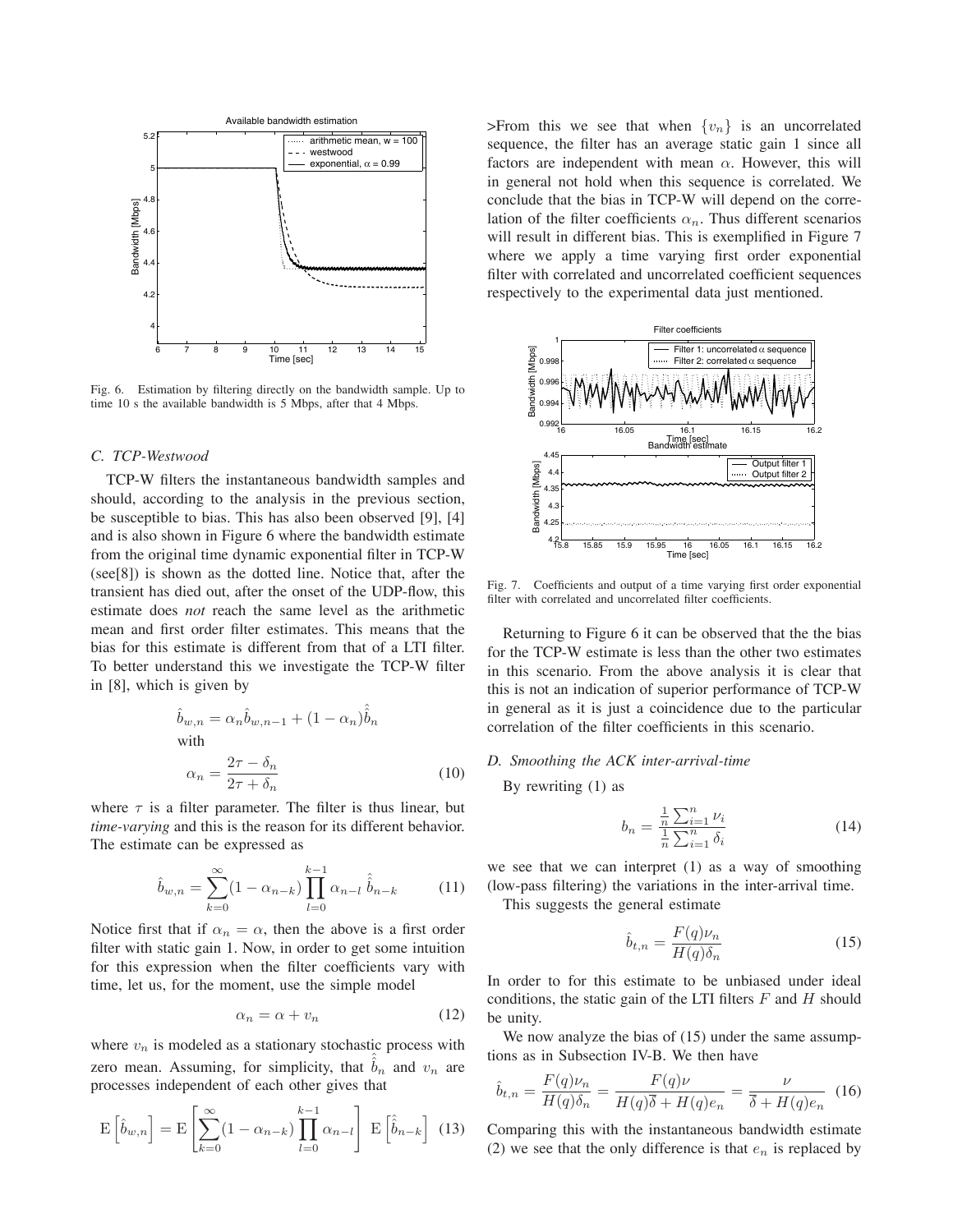Fig. 6. Estimation by filtering directly on the bandwidth sample. Up to time 10 s the available bandwidth is 5 Mbps, after that 4 Mbps.

### C. TCP-Westwood

TCP-W filters the instantaneous bandwidth samples and should, according to the analysis in the previous section, be susceptible to bias. This has also been observed [9], [4] and is also shown in Figure 6 where the bandwidth estimate from the original time dynamic exponential filter in TCP-W (see[8]) is shown as the dotted line. Notice that, after the transient has died out, after the onset of the UDP-flow, this estimate does *not* reach the same level as the arithmetic mean and first order filter estimates. This means that the bias for this estimate is different from that of a LTI filter. To better understand this we investigate the TCP-W filter in [8], which is given by

$$\hat{b}_{w,n} = \alpha_n \hat{b}_{w,n-1} + (1-\alpha_n)\hat{\hat{b}}_n$$

with

$$\alpha_n = \frac{2\tau - \delta_n}{2\tau + \delta_n} \tag{10}$$

where $\tau$ is a filter parameter. The filter is thus linear, but *time-varying* and this is the reason for its different behavior. The estimate can be expressed as

$$\hat{b}_{w,n} = \sum_{k=0}^{\infty}(1-\alpha_{n-k})\prod_{l=0}^{k-1}\alpha_{n-l}\;\hat{\hat{b}}_{n-k} \tag{11}$$

Notice first that if $\alpha_n = \alpha$, then the above is a first order filter with static gain 1. Now, in order to get some intuition for this expression when the filter coefficients vary with time, let us, for the moment, use the simple model

$$\alpha_n = \alpha + v_n \tag{12}$$

where $v_n$ is modeled as a stationary stochastic process with zero mean. Assuming, for simplicity, that $\hat{\hat{b}}_n$ and $v_n$ are processes independent of each other gives that

$$\mathrm{E}\left[\hat{b}_{w,n}\right] = \mathrm{E}\left[\sum_{k=0}^{\infty}(1-\alpha_{n-k})\prod_{l=0}^{k-1}\alpha_{n-l}\right]\;\mathrm{E}\left[\hat{\hat{b}}_{n-k}\right] \tag{13}$$

>From this we see that when $\{v_n\}$ is an uncorrelated sequence, the filter has an average static gain 1 since all factors are independent with mean $\alpha$. However, this will in general not hold when this sequence is correlated. We conclude that the bias in TCP-W will depend on the correlation of the filter coefficients $\alpha_n$. Thus different scenarios will result in different bias. This is exemplified in Figure 7 where we apply a time varying first order exponential filter with correlated and uncorrelated coefficient sequences respectively to the experimental data just mentioned.

Fig. 7. Coefficients and output of a time varying first order exponential filter with correlated and uncorrelated filter coefficients.

Returning to Figure 6 it can be observed that the the bias for the TCP-W estimate is less than the other two estimates in this scenario. From the above analysis it is clear that this is not an indication of superior performance of TCP-W in general as it is just a coincidence due to the particular correlation of the filter coefficients in this scenario.

### D. Smoothing the ACK inter-arrival-time

By rewriting (1) as

$$b_n = \frac{\frac{1}{n}\sum_{i=1}^{n}\nu_i}{\frac{1}{n}\sum_{i=1}^{n}\delta_i} \tag{14}$$

we see that we can interpret (1) as a way of smoothing (low-pass filtering) the variations in the inter-arrival time.

This suggests the general estimate

$$\hat{b}_{t,n} = \frac{F(q)\nu_n}{H(q)\delta_n} \tag{15}$$

In order to for this estimate to be unbiased under ideal conditions, the static gain of the LTI filters $F$ and $H$ should be unity.

We now analyze the bias of (15) under the same assumptions as in Subsection IV-B. We then have

$$\hat{b}_{t,n} = \frac{F(q)\nu_n}{H(q)\delta_n} = \frac{F(q)\nu}{H(q)\overline{\delta} + H(q)e_n} = \frac{\nu}{\overline{\delta} + H(q)e_n} \tag{16}$$

Comparing this with the instantaneous bandwidth estimate (2) we see that the only difference is that $e_n$ is replaced by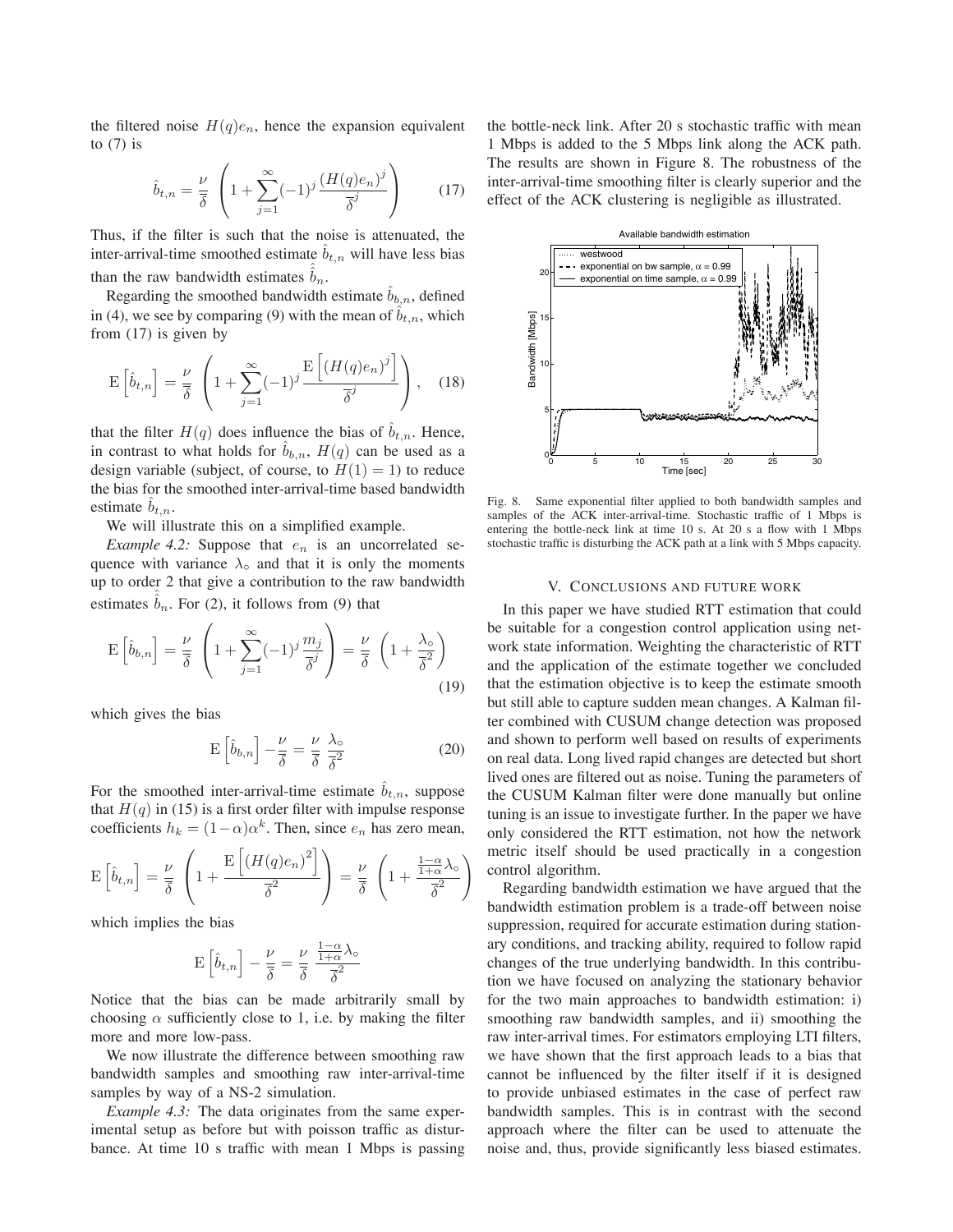the filtered noise $H(q)e_n$, hence the expansion equivalent to (7) is

$$\hat{b}_{t,n} = \frac{\nu}{\overline{\delta}} \left(1 + \sum_{j=1}^{\infty} (-1)^j \frac{(H(q)e_n)^j}{\overline{\delta}^j}\right) \tag{17}$$

Thus, if the filter is such that the noise is attenuated, the inter-arrival-time smoothed estimate $\hat{b}_{t,n}$ will have less bias than the raw bandwidth estimates $\hat{\hat{b}}_n$.

Regarding the smoothed bandwidth estimate $\hat{b}_{b,n}$, defined in (4), we see by comparing (9) with the mean of $\hat{b}_{t,n}$, which from (17) is given by

$$\mathrm{E}\left[\hat{b}_{t,n}\right] = \frac{\nu}{\overline{\delta}} \left(1 + \sum_{j=1}^{\infty} (-1)^j \frac{\mathrm{E}\left[(H(q)e_n)^j\right]}{\overline{\delta}^j}\right), \tag{18}$$

that the filter $H(q)$ does influence the bias of $\hat{b}_{t,n}$. Hence, in contrast to what holds for $\hat{b}_{b,n}$, $H(q)$ can be used as a design variable (subject, of course, to $H(1) = 1$) to reduce the bias for the smoothed inter-arrival-time based bandwidth estimate $\hat{b}_{t,n}$.

We will illustrate this on a simplified example.

*Example 4.2:* Suppose that $e_n$ is an uncorrelated sequence with variance $\lambda_\circ$ and that it is only the moments up to order 2 that give a contribution to the raw bandwidth estimates $\hat{\hat{b}}_n$. For (2), it follows from (9) that

$$\mathrm{E}\left[\hat{b}_{b,n}\right] = \frac{\nu}{\overline{\delta}} \left(1 + \sum_{j=1}^{\infty} (-1)^j \frac{m_j}{\overline{\delta}^j}\right) = \frac{\nu}{\overline{\delta}} \left(1 + \frac{\lambda_\circ}{\overline{\delta}^2}\right) \tag{19}$$

which gives the bias

$$\mathrm{E}\left[\hat{b}_{b,n}\right] - \frac{\nu}{\overline{\delta}} = \frac{\nu}{\overline{\delta}} \frac{\lambda_\circ}{\overline{\delta}^2} \tag{20}$$

For the smoothed inter-arrival-time estimate $\hat{b}_{t,n}$, suppose that $H(q)$ in (15) is a first order filter with impulse response coefficients $h_k = (1-\alpha)\alpha^k$. Then, since $e_n$ has zero mean,

$$\mathrm{E}\left[\hat{b}_{t,n}\right] = \frac{\nu}{\overline{\delta}} \left(1 + \frac{\mathrm{E}\left[(H(q)e_n)^2\right]}{\overline{\delta}^2}\right) = \frac{\nu}{\overline{\delta}} \left(1 + \frac{\frac{1-\alpha}{1+\alpha}\lambda_\circ}{\overline{\delta}^2}\right)$$

which implies the bias

$$\mathrm{E}\left[\hat{b}_{t,n}\right] - \frac{\nu}{\overline{\delta}} = \frac{\nu}{\overline{\delta}} \frac{\frac{1-\alpha}{1+\alpha}\lambda_\circ}{\overline{\delta}^2}$$

Notice that the bias can be made arbitrarily small by choosing $\alpha$ sufficiently close to 1, i.e. by making the filter more and more low-pass.

We now illustrate the difference between smoothing raw bandwidth samples and smoothing raw inter-arrival-time samples by way of a NS-2 simulation.

*Example 4.3:* The data originates from the same experimental setup as before but with poisson traffic as disturbance. At time 10 s traffic with mean 1 Mbps is passing the bottle-neck link. After 20 s stochastic traffic with mean 1 Mbps is added to the 5 Mbps link along the ACK path. The results are shown in Figure 8. The robustness of the inter-arrival-time smoothing filter is clearly superior and the effect of the ACK clustering is negligible as illustrated.

Fig. 8. Same exponential filter applied to both bandwidth samples and samples of the ACK inter-arrival-time. Stochastic traffic of 1 Mbps is entering the bottle-neck link at time 10 s. At 20 s a flow with 1 Mbps stochastic traffic is disturbing the ACK path at a link with 5 Mbps capacity.

## V. Conclusions and Future Work

In this paper we have studied RTT estimation that could be suitable for a congestion control application using network state information. Weighting the characteristic of RTT and the application of the estimate together we concluded that the estimation objective is to keep the estimate smooth but still able to capture sudden mean changes. A Kalman filter combined with CUSUM change detection was proposed and shown to perform well based on results of experiments on real data. Long lived rapid changes are detected but short lived ones are filtered out as noise. Tuning the parameters of the CUSUM Kalman filter were done manually but online tuning is an issue to investigate further. In the paper we have only considered the RTT estimation, not how the network metric itself should be used practically in a congestion control algorithm.

Regarding bandwidth estimation we have argued that the bandwidth estimation problem is a trade-off between noise suppression, required for accurate estimation during stationary conditions, and tracking ability, required to follow rapid changes of the true underlying bandwidth. In this contribution we have focused on analyzing the stationary behavior for the two main approaches to bandwidth estimation: i) smoothing raw bandwidth samples, and ii) smoothing the raw inter-arrival times. For estimators employing LTI filters, we have shown that the first approach leads to a bias that cannot be influenced by the filter itself if it is designed to provide unbiased estimates in the case of perfect raw bandwidth samples. This is in contrast with the second approach where the filter can be used to attenuate the noise and, thus, provide significantly less biased estimates.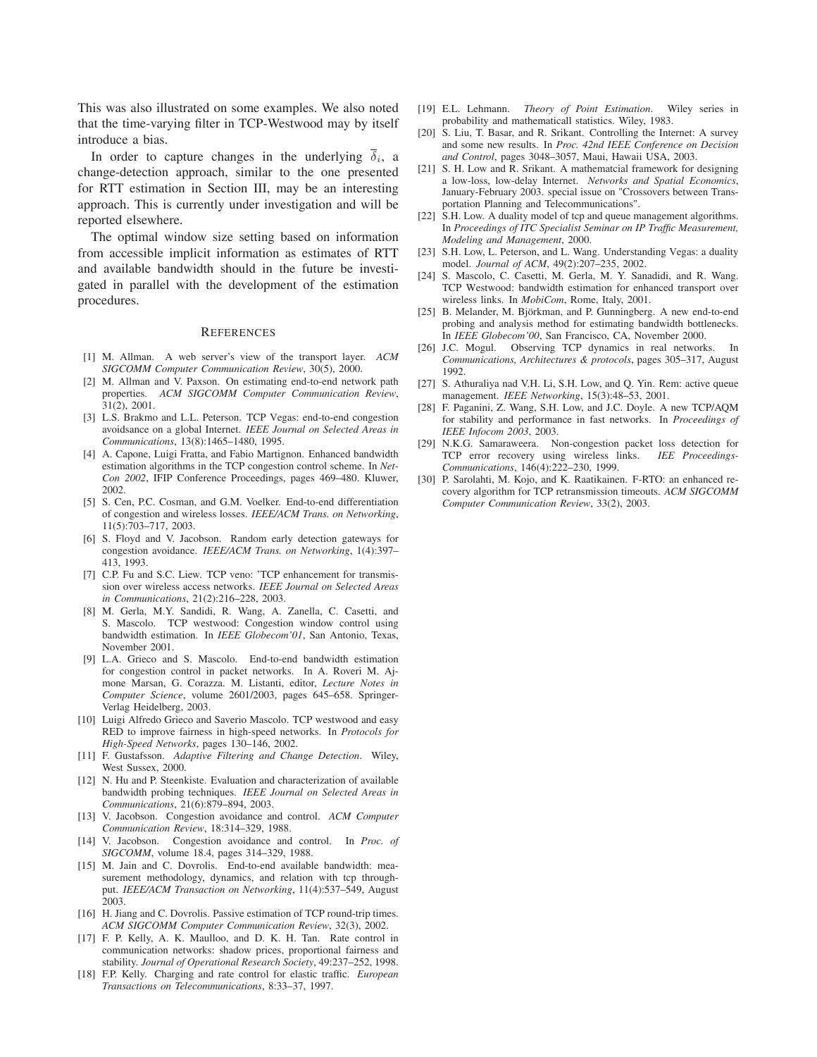This was also illustrated on some examples. We also noted that the time-varying filter in TCP-Westwood may by itself introduce a bias.

In order to capture changes in the underlying $\overline{\delta}_i$, a change-detection approach, similar to the one presented for RTT estimation in Section III, may be an interesting approach. This is currently under investigation and will be reported elsewhere.

The optimal window size setting based on information from accessible implicit information as estimates of RTT and available bandwidth should in the future be investigated in parallel with the development of the estimation procedures.

## References

[1] M. Allman. A web server's view of the transport layer. *ACM SIGCOMM Computer Communication Review*, 30(5), 2000.

[2] M. Allman and V. Paxson. On estimating end-to-end network path properties. *ACM SIGCOMM Computer Communication Review*, 31(2), 2001.

[3] L.S. Brakmo and L.L. Peterson. TCP Vegas: end-to-end congestion avoidsance on a global Internet. *IEEE Journal on Selected Areas in Communications*, 13(8):1465–1480, 1995.

[4] A. Capone, Luigi Fratta, and Fabio Martignon. Enhanced bandwidth estimation algorithms in the TCP congestion control scheme. In *Net-Con 2002*, IFIP Conference Proceedings, pages 469–480. Kluwer, 2002.

[5] S. Cen, P.C. Cosman, and G.M. Voelker. End-to-end differentiation of congestion and wireless losses. *IEEE/ACM Trans. on Networking*, 11(5):703–717, 2003.

[6] S. Floyd and V. Jacobson. Random early detection gateways for congestion avoidance. *IEEE/ACM Trans. on Networking*, 1(4):397–413, 1993.

[7] C.P. Fu and S.C. Liew. TCP veno: 'TCP enhancement for transmission over wireless access networks. *IEEE Journal on Selected Areas in Communications*, 21(2):216–228, 2003.

[8] M. Gerla, M.Y. Sandidi, R. Wang, A. Zanella, C. Casetti, and S. Mascolo. TCP westwood: Congestion window control using bandwidth estimation. In *IEEE Globecom'01*, San Antonio, Texas, November 2001.

[9] L.A. Grieco and S. Mascolo. End-to-end bandwidth estimation for congestion control in packet networks. In A. Roveri M. Ajmone Marsan, G. Corazza. M. Listanti, editor, *Lecture Notes in Computer Science*, volume 2601/2003, pages 645–658. Springer-Verlag Heidelberg, 2003.

[10] Luigi Alfredo Grieco and Saverio Mascolo. TCP westwood and easy RED to improve fairness in high-speed networks. In *Protocols for High-Speed Networks*, pages 130–146, 2002.

[11] F. Gustafsson. *Adaptive Filtering and Change Detection*. Wiley, West Sussex, 2000.

[12] N. Hu and P. Steenkiste. Evaluation and characterization of available bandwidth probing techniques. *IEEE Journal on Selected Areas in Communications*, 21(6):879–894, 2003.

[13] V. Jacobson. Congestion avoidance and control. *ACM Computer Communication Review*, 18:314–329, 1988.

[14] V. Jacobson. Congestion avoidance and control. In *Proc. of SIGCOMM*, volume 18.4, pages 314–329, 1988.

[15] M. Jain and C. Dovrolis. End-to-end available bandwidth: measurement methodology, dynamics, and relation with tcp throughput. *IEEE/ACM Transaction on Networking*, 11(4):537–549, August 2003.

[16] H. Jiang and C. Dovrolis. Passive estimation of TCP round-trip times. *ACM SIGCOMM Computer Communication Review*, 32(3), 2002.

[17] F. P. Kelly, A. K. Maulloo, and D. K. H. Tan. Rate control in communication networks: shadow prices, proportional fairness and stability. *Journal of Operational Research Society*, 49:237–252, 1998.

[18] F.P. Kelly. Charging and rate control for elastic traffic. *European Transactions on Telecommunications*, 8:33–37, 1997.

[19] E.L. Lehmann. *Theory of Point Estimation*. Wiley series in probability and mathematicall statistics. Wiley, 1983.

[20] S. Liu, T. Basar, and R. Srikant. Controlling the Internet: A survey and some new results. In *Proc. 42nd IEEE Conference on Decision and Control*, pages 3048–3057, Maui, Hawaii USA, 2003.

[21] S. H. Low and R. Srikant. A mathematcial framework for designing a low-loss, low-delay Internet. *Networks and Spatial Economics*, January-February 2003. special issue on "Crossovers between Transportation Planning and Telecommunications".

[22] S.H. Low. A duality model of tcp and queue management algorithms. In *Proceedings of ITC Specialist Seminar on IP Traffic Measurement, Modeling and Management*, 2000.

[23] S.H. Low, L. Peterson, and L. Wang. Understanding Vegas: a duality model. *Journal of ACM*, 49(2):207–235, 2002.

[24] S. Mascolo, C. Casetti, M. Gerla, M. Y. Sanadidi, and R. Wang. TCP Westwood: bandwidth estimation for enhanced transport over wireless links. In *MobiCom*, Rome, Italy, 2001.

[25] B. Melander, M. Björkman, and P. Gunningberg. A new end-to-end probing and analysis method for estimating bandwidth bottlenecks. In *IEEE Globecom'00*, San Francisco, CA, November 2000.

[26] J.C. Mogul. Observing TCP dynamics in real networks. In *Communications, Architectures & protocols*, pages 305–317, August 1992.

[27] S. Athuraliya nad V.H. Li, S.H. Low, and Q. Yin. Rem: active queue management. *IEEE Networking*, 15(3):48–53, 2001.

[28] F. Paganini, Z. Wang, S.H. Low, and J.C. Doyle. A new TCP/AQM for stability and performance in fast networks. In *Proceedings of IEEE Infocom 2003*, 2003.

[29] N.K.G. Samaraweera. Non-congestion packet loss detection for TCP error recovery using wireless links. *IEE Proceedings-Communications*, 146(4):222–230, 1999.

[30] P. Sarolahti, M. Kojo, and K. Raatikainen. F-RTO: an enhanced recovery algorithm for TCP retransmission timeouts. *ACM SIGCOMM Computer Communication Review*, 33(2), 2003.